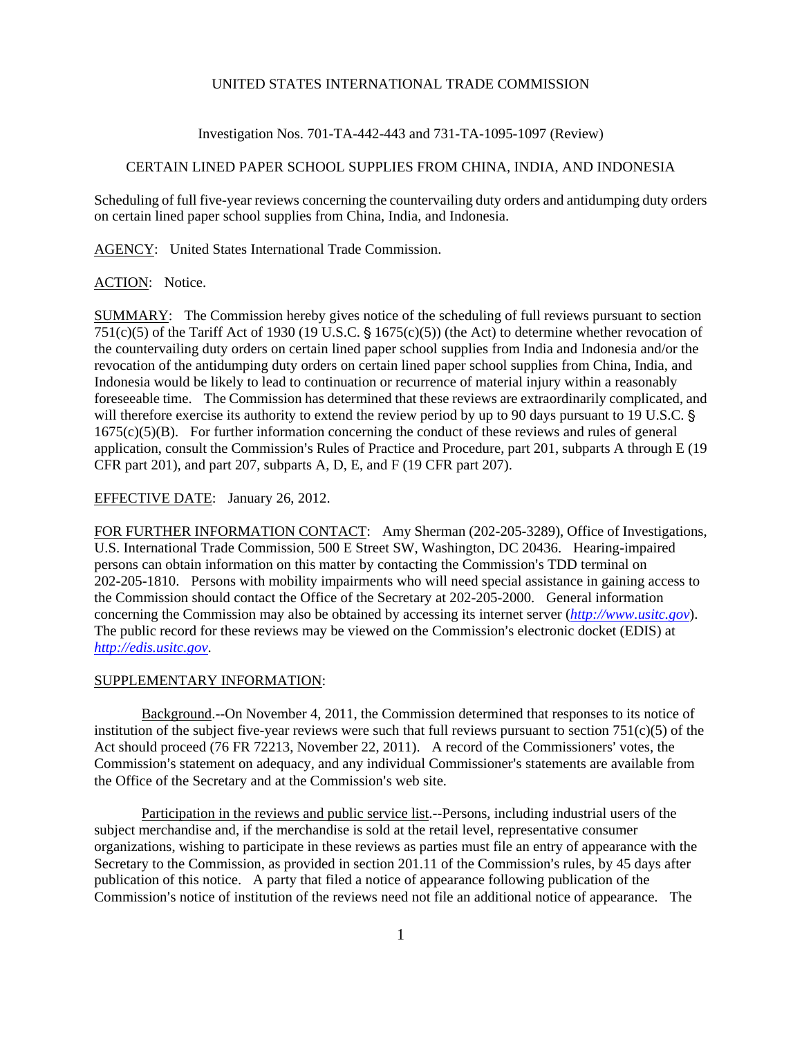UNITED STATES INTERNATIONAL TRADE COMMISSION

Investigation Nos. 701-TA-442-443 and 731-TA-1095-1097 (Review)

CERTAIN LINED PAPER SCHOOL SUPPLIES FROM CHINA, INDIA, AND INDONESIA

Scheduling of full five-year reviews concerning the countervailing duty orders and antidumping duty orders on certain lined paper school supplies from China, India, and Indonesia.

AGENCY: United States International Trade Commission.

ACTION: Notice.

SUMMARY: The Commission hereby gives notice of the scheduling of full reviews pursuant to section 751(c)(5) of the Tariff Act of 1930 (19 U.S.C. § 1675(c)(5)) (the Act) to determine whether revocation of the countervailing duty orders on certain lined paper school supplies from India and Indonesia and/or the revocation of the antidumping duty orders on certain lined paper school supplies from China, India, and Indonesia would be likely to lead to continuation or recurrence of material injury within a reasonably foreseeable time. The Commission has determined that these reviews are extraordinarily complicated, and will therefore exercise its authority to extend the review period by up to 90 days pursuant to 19 U.S.C. § 1675(c)(5)(B). For further information concerning the conduct of these reviews and rules of general application, consult the Commission's Rules of Practice and Procedure, part 201, subparts A through E (19 CFR part 201), and part 207, subparts A, D, E, and F (19 CFR part 207).

EFFECTIVE DATE: January 26, 2012.

FOR FURTHER INFORMATION CONTACT: Amy Sherman (202-205-3289), Office of Investigations, U.S. International Trade Commission, 500 E Street SW, Washington, DC 20436. Hearing-impaired persons can obtain information on this matter by contacting the Commission's TDD terminal on 202-205-1810. Persons with mobility impairments who will need special assistance in gaining access to the Commission should contact the Office of the Secretary at 202-205-2000. General information concerning the Commission may also be obtained by accessing its internet server (*http://www.usitc.gov*). The public record for these reviews may be viewed on the Commission's electronic docket (EDIS) at *http://edis.usitc.gov*.

SUPPLEMENTARY INFORMATION:

Background.--On November 4, 2011, the Commission determined that responses to its notice of institution of the subject five-year reviews were such that full reviews pursuant to section 751(c)(5) of the Act should proceed (76 FR 72213, November 22, 2011). A record of the Commissioners' votes, the Commission's statement on adequacy, and any individual Commissioner's statements are available from the Office of the Secretary and at the Commission's web site.

Participation in the reviews and public service list.--Persons, including industrial users of the subject merchandise and, if the merchandise is sold at the retail level, representative consumer organizations, wishing to participate in these reviews as parties must file an entry of appearance with the Secretary to the Commission, as provided in section 201.11 of the Commission's rules, by 45 days after publication of this notice. A party that filed a notice of appearance following publication of the Commission's notice of institution of the reviews need not file an additional notice of appearance. The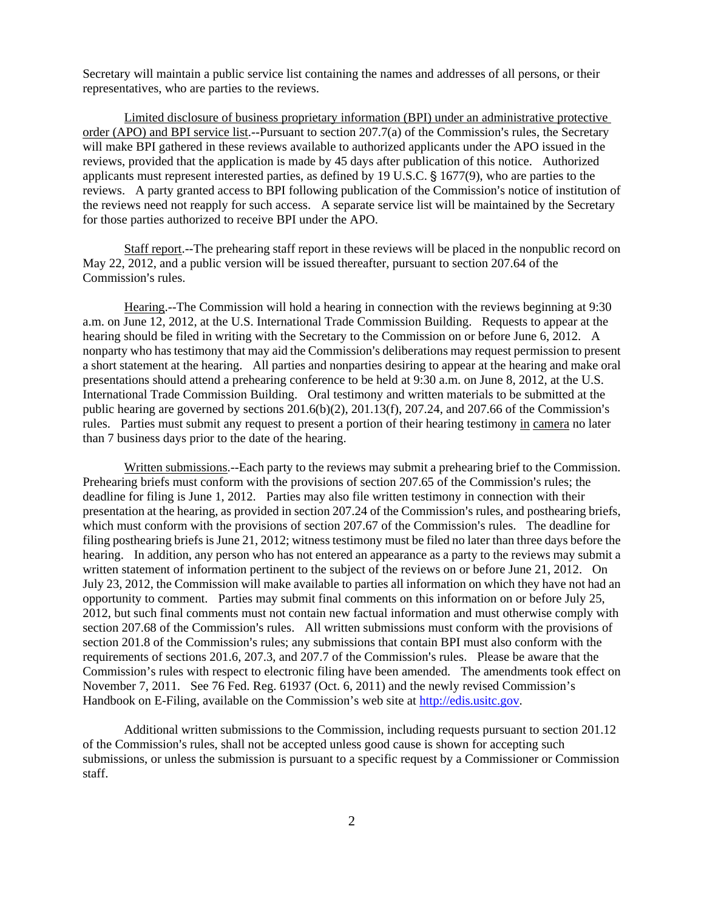Secretary will maintain a public service list containing the names and addresses of all persons, or their representatives, who are parties to the reviews.

Limited disclosure of business proprietary information (BPI) under an administrative protective order (APO) and BPI service list.--Pursuant to section 207.7(a) of the Commission's rules, the Secretary will make BPI gathered in these reviews available to authorized applicants under the APO issued in the reviews, provided that the application is made by 45 days after publication of this notice. Authorized applicants must represent interested parties, as defined by 19 U.S.C. § 1677(9), who are parties to the reviews. A party granted access to BPI following publication of the Commission's notice of institution of the reviews need not reapply for such access. A separate service list will be maintained by the Secretary for those parties authorized to receive BPI under the APO.

Staff report.--The prehearing staff report in these reviews will be placed in the nonpublic record on May 22, 2012, and a public version will be issued thereafter, pursuant to section 207.64 of the Commission's rules.

Hearing.--The Commission will hold a hearing in connection with the reviews beginning at 9:30 a.m. on June 12, 2012, at the U.S. International Trade Commission Building. Requests to appear at the hearing should be filed in writing with the Secretary to the Commission on or before June 6, 2012. A nonparty who has testimony that may aid the Commission's deliberations may request permission to present a short statement at the hearing. All parties and nonparties desiring to appear at the hearing and make oral presentations should attend a prehearing conference to be held at 9:30 a.m. on June 8, 2012, at the U.S. International Trade Commission Building. Oral testimony and written materials to be submitted at the public hearing are governed by sections 201.6(b)(2), 201.13(f), 207.24, and 207.66 of the Commission's rules. Parties must submit any request to present a portion of their hearing testimony in camera no later than 7 business days prior to the date of the hearing.

Written submissions.--Each party to the reviews may submit a prehearing brief to the Commission. Prehearing briefs must conform with the provisions of section 207.65 of the Commission's rules; the deadline for filing is June 1, 2012. Parties may also file written testimony in connection with their presentation at the hearing, as provided in section 207.24 of the Commission's rules, and posthearing briefs, which must conform with the provisions of section 207.67 of the Commission's rules. The deadline for filing posthearing briefs is June 21, 2012; witness testimony must be filed no later than three days before the hearing. In addition, any person who has not entered an appearance as a party to the reviews may submit a written statement of information pertinent to the subject of the reviews on or before June 21, 2012. On July 23, 2012, the Commission will make available to parties all information on which they have not had an opportunity to comment. Parties may submit final comments on this information on or before July 25, 2012, but such final comments must not contain new factual information and must otherwise comply with section 207.68 of the Commission's rules. All written submissions must conform with the provisions of section 201.8 of the Commission's rules; any submissions that contain BPI must also conform with the requirements of sections 201.6, 207.3, and 207.7 of the Commission's rules. Please be aware that the Commission's rules with respect to electronic filing have been amended. The amendments took effect on November 7, 2011. See 76 Fed. Reg. 61937 (Oct. 6, 2011) and the newly revised Commission's Handbook on E-Filing, available on the Commission's web site at http://edis.usitc.gov.

Additional written submissions to the Commission, including requests pursuant to section 201.12 of the Commission's rules, shall not be accepted unless good cause is shown for accepting such submissions, or unless the submission is pursuant to a specific request by a Commissioner or Commission staff.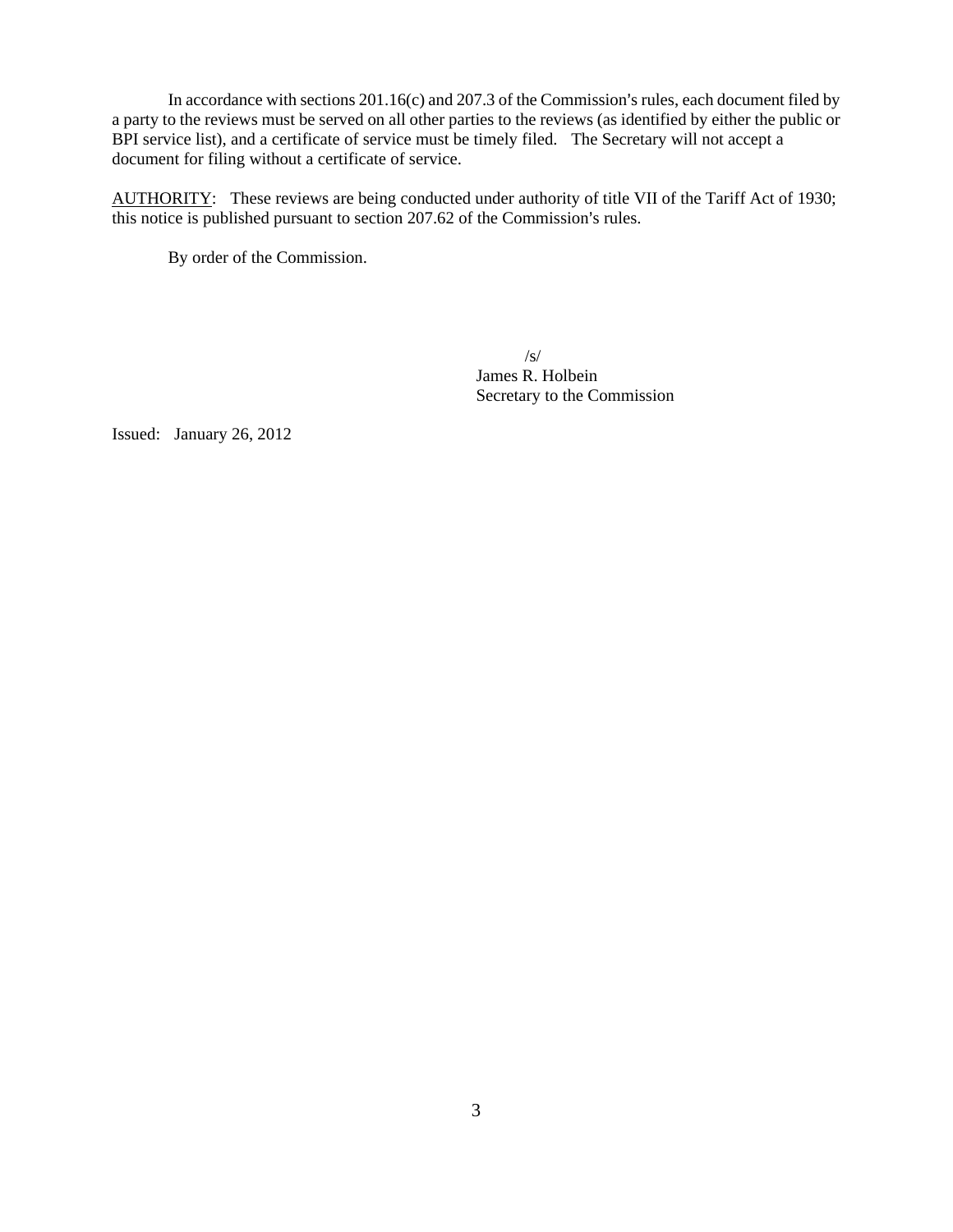In accordance with sections 201.16(c) and 207.3 of the Commission's rules, each document filed by a party to the reviews must be served on all other parties to the reviews (as identified by either the public or BPI service list), and a certificate of service must be timely filed. The Secretary will not accept a document for filing without a certificate of service.

AUTHORITY: These reviews are being conducted under authority of title VII of the Tariff Act of 1930; this notice is published pursuant to section 207.62 of the Commission's rules.

By order of the Commission.

/s/
James R. Holbein
Secretary to the Commission

Issued: January 26, 2012